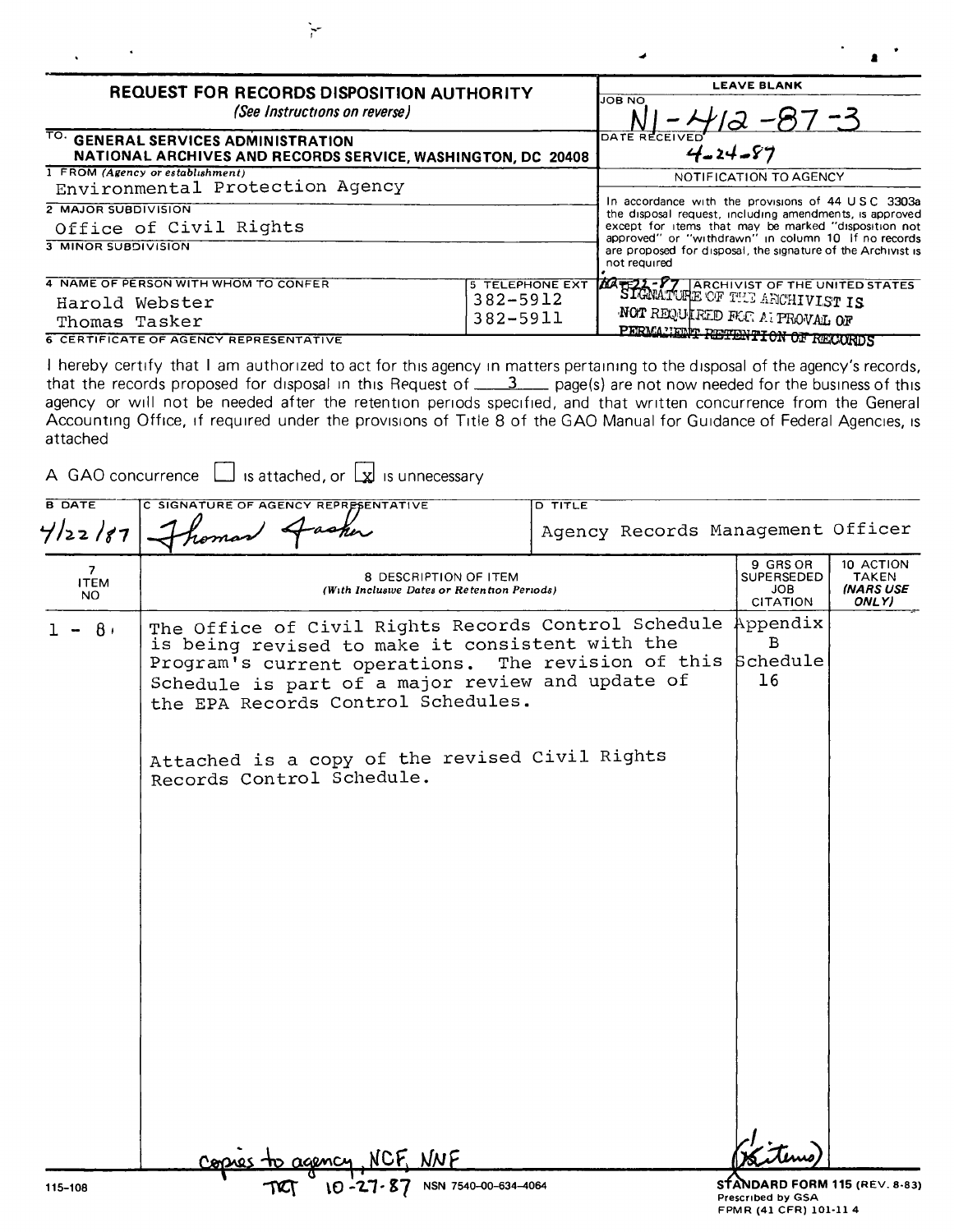# REQUEST FOR RECORDS DISPOSITION AUTHORITY

*(See Instructions on reverse)*

**LEAVE BLANK**

JOB NO: N1-412-87-3

DATE RECEIVED: 4-24-87

TO: **GENERAL SERVICES ADMINISTRATION NATIONAL ARCHIVES AND RECORDS SERVICE, WASHINGTON, DC 20408**

1 FROM *(Agency or establishment)*: Environmental Protection Agency

2 MAJOR SUBDIVISION: Office of Civil Rights

3 MINOR SUBDIVISION:

4 NAME OF PERSON WITH WHOM TO CONFER: Harold Webster; Thomas Tasker

5 TELEPHONE EXT: 382-5912; 382-5911

**NOTIFICATION TO AGENCY**

In accordance with the provisions of 44 U S C 3303a the disposal request, including amendments, is approved except for items that may be marked "disposition not approved" or "withdrawn" in column 10 If no records are proposed for disposal, the signature of the Archivist is not required

10-22-87 ARCHIVIST OF THE UNITED STATES

SIGNATURE OF THE ARCHIVIST IS NOT REQUIRED FOR APPROVAL OF PERMANENT RETENTION OF RECORDS

6 CERTIFICATE OF AGENCY REPRESENTATIVE

I hereby certify that I am authorized to act for this agency in matters pertaining to the disposal of the agency's records, that the records proposed for disposal in this Request of 3 page(s) are not now needed for the business of this agency or will not be needed after the retention periods specified, and that written concurrence from the General Accounting Office, if required under the provisions of Title 8 of the GAO Manual for Guidance of Federal Agencies, is attached

A GAO concurrence ☐ is attached, or ☒ is unnecessary

| B DATE | C SIGNATURE OF AGENCY REPRESENTATIVE | D TITLE |
|---|---|---|
| 4/22/87 | Thomas Tasker | Agency Records Management Officer |

| 7 ITEM NO | 8 DESCRIPTION OF ITEM (With Inclusive Dates or Retention Periods) | 9 GRS OR SUPERSEDED JOB CITATION | 10 ACTION TAKEN (NARS USE ONLY) |
|---|---|---|---|
| 1 - 8 | The Office of Civil Rights Records Control Schedule is being revised to make it consistent with the Program's current operations. The revision of this Schedule is part of a major review and update of the EPA Records Control Schedules.<br><br>Attached is a copy of the revised Civil Rights Records Control Schedule. | Appendix B Schedule 16 | |

Copies to agency, NCF, NNF

TKT 10-27-87

115-108 NSN 7540-00-634-4064

**STANDARD FORM 115** (REV. 8-83) Prescribed by GSA FPMR (41 CFR) 101-11 4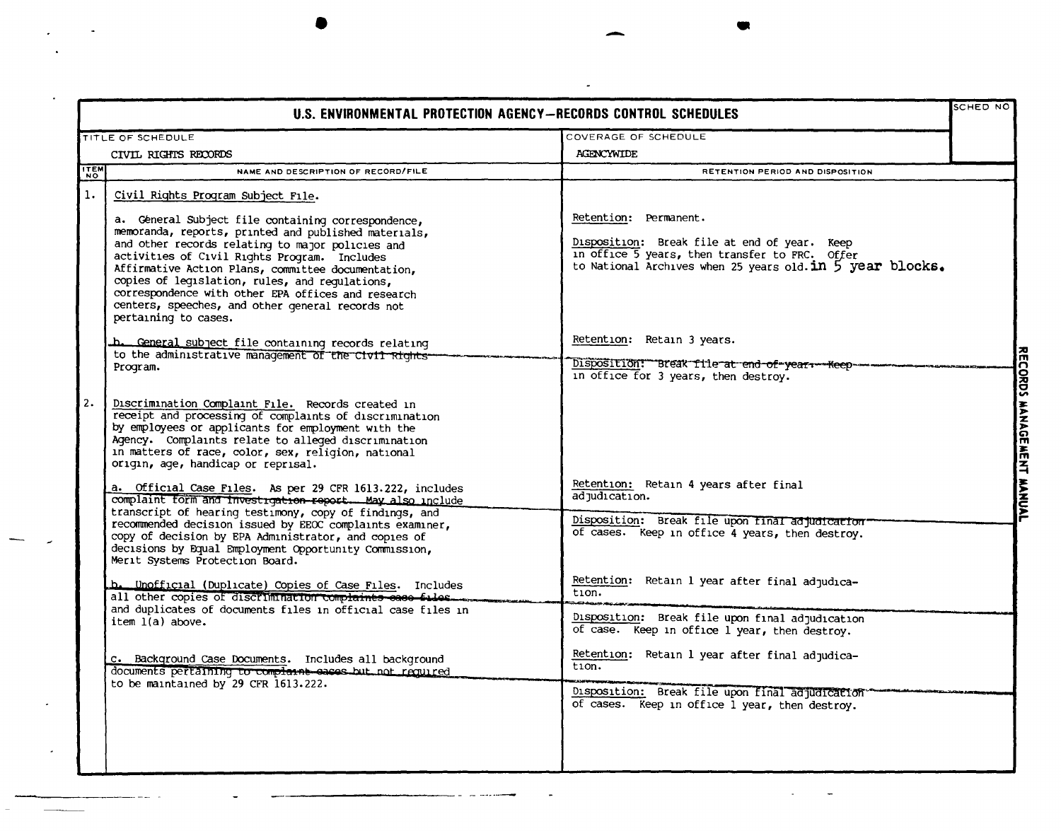# U.S. ENVIRONMENTAL PROTECTION AGENCY—RECORDS CONTROL SCHEDULES

| TITLE OF SCHEDULE | COVERAGE OF SCHEDULE | SCHED NO |
|---|---|---|
| CIVIL RIGHTS RECORDS | AGENCYWIDE | |

| ITEM NO | NAME AND DESCRIPTION OF RECORD/FILE | RETENTION PERIOD AND DISPOSITION |
|---|---|---|
| 1. | Civil Rights Program Subject File. | |
| | a. General Subject file containing correspondence, memoranda, reports, printed and published materials, and other records relating to major policies and activities of Civil Rights Program. Includes Affirmative Action Plans, committee documentation, copies of legislation, rules, and regulations, correspondence with other EPA offices and research centers, speeches, and other general records not pertaining to cases. | Retention: Permanent.<br><br>Disposition: Break file at end of year. Keep in office 5 years, then transfer to FRC. Offer to National Archives when 25 years old. in 5 year blocks. |
| | b. General subject file containing records relating to the administrative management of the Civil Rights Program. | Retention: Retain 3 years.<br><br>Disposition: Break file at end of year. Keep in office for 3 years, then destroy. |
| 2. | Discrimination Complaint File. Records created in receipt and processing of complaints of discrimination by employees or applicants for employment with the Agency. Complaints relate to alleged discrimination in matters of race, color, sex, religion, national origin, age, handicap or reprisal. | |
| | a. Official Case Files. As per 29 CFR 1613.222, includes complaint form and investigation report. May also include transcript of hearing testimony, copy of findings, and recommended decision issued by EEOC complaints examiner, copy of decision by EPA Administrator, and copies of decisions by Equal Employment Opportunity Commission, Merit Systems Protection Board. | Retention: Retain 4 years after final adjudication.<br><br>Disposition: Break file upon final adjudication of cases. Keep in office 4 years, then destroy. |
| | b. Unofficial (Duplicate) Copies of Case Files. Includes all other copies of discrimination complaints case files and duplicates of documents files in official case files in item 1(a) above. | Retention: Retain 1 year after final adjudication.<br><br>Disposition: Break file upon final adjudication of case. Keep in office 1 year, then destroy. |
| | c. Background Case Documents. Includes all background documents pertaining to complaint cases but not required to be maintained by 29 CFR 1613.222. | Retention: Retain 1 year after final adjudication.<br><br>Disposition: Break file upon final adjudication of cases. Keep in office 1 year, then destroy. |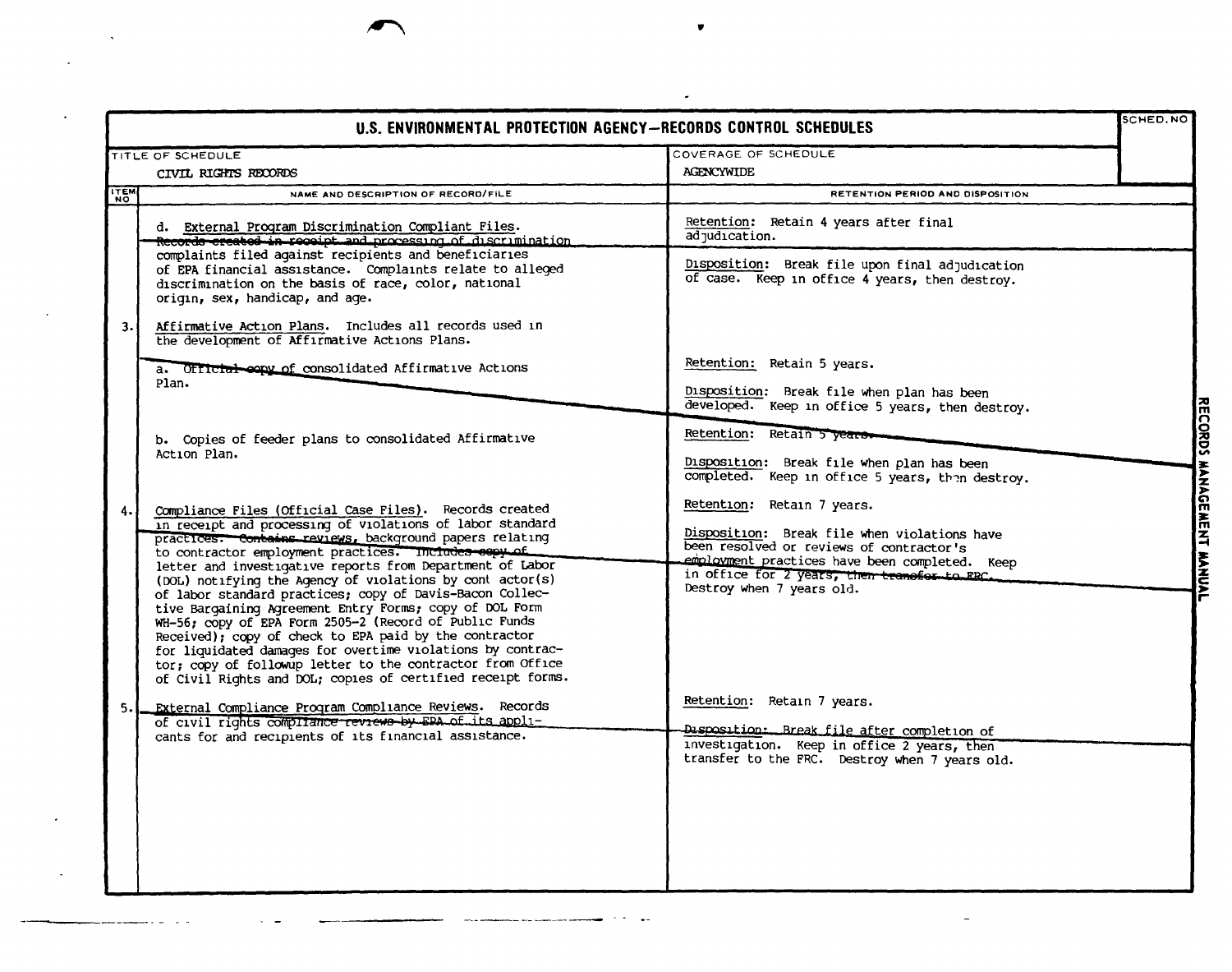# U.S. ENVIRONMENTAL PROTECTION AGENCY—RECORDS CONTROL SCHEDULES

SCHED. NO

TITLE OF SCHEDULE: CIVIL RIGHTS RECORDS

COVERAGE OF SCHEDULE: AGENCYWIDE

| ITEM NO | NAME AND DESCRIPTION OF RECORD/FILE | RETENTION PERIOD AND DISPOSITION |
|---|---|---|
| | d. External Program Discrimination Compliant Files. Records created in receipt and processing of discrimination complaints filed against recipients and beneficiaries of EPA financial assistance. Complaints relate to alleged discrimination on the basis of race, color, national origin, sex, handicap, and age. | Retention: Retain 4 years after final adjudication.<br><br>Disposition: Break file upon final adjudication of case. Keep in office 4 years, then destroy. |
| 3. | Affirmative Action Plans. Includes all records used in the development of Affirmative Actions Plans. | |
| | a. Official copy of consolidated Affirmative Actions Plan. | Retention: Retain 5 years.<br><br>Disposition: Break file when plan has been developed. Keep in office 5 years, then destroy. |
| | b. Copies of feeder plans to consolidated Affirmative Action Plan. | Retention: Retain 5 years.<br><br>Disposition: Break file when plan has been completed. Keep in office 5 years, then destroy. |
| 4. | Compliance Files (Official Case Files). Records created in receipt and processing of violations of labor standard practices. Contains reviews, background papers relating to contractor employment practices. Includes copy of letter and investigative reports from Department of Labor (DOL) notifying the Agency of violations by cont actor(s) of labor standard practices; copy of Davis-Bacon Collective Bargaining Agreement Entry Forms; copy of DOL Form WH-56; copy of EPA Form 2505-2 (Record of Public Funds Received); copy of check to EPA paid by the contractor for liquidated damages for overtime violations by contractor; copy of followup letter to the contractor from Office of Civil Rights and DOL; copies of certified receipt forms. | Retention: Retain 7 years.<br><br>Disposition: Break file when violations have been resolved or reviews of contractor's employment practices have been completed. Keep in office for 2 years, then transfer to FRC. Destroy when 7 years old. |
| 5. | External Compliance Program Compliance Reviews. Records of civil rights compliance reviews by EPA of its applicants for and recipients of its financial assistance. | Retention: Retain 7 years.<br><br>Disposition: Break file after completion of investigation. Keep in office 2 years, then transfer to the FRC. Destroy when 7 years old. |

RECORDS MANAGEMENT MANUAL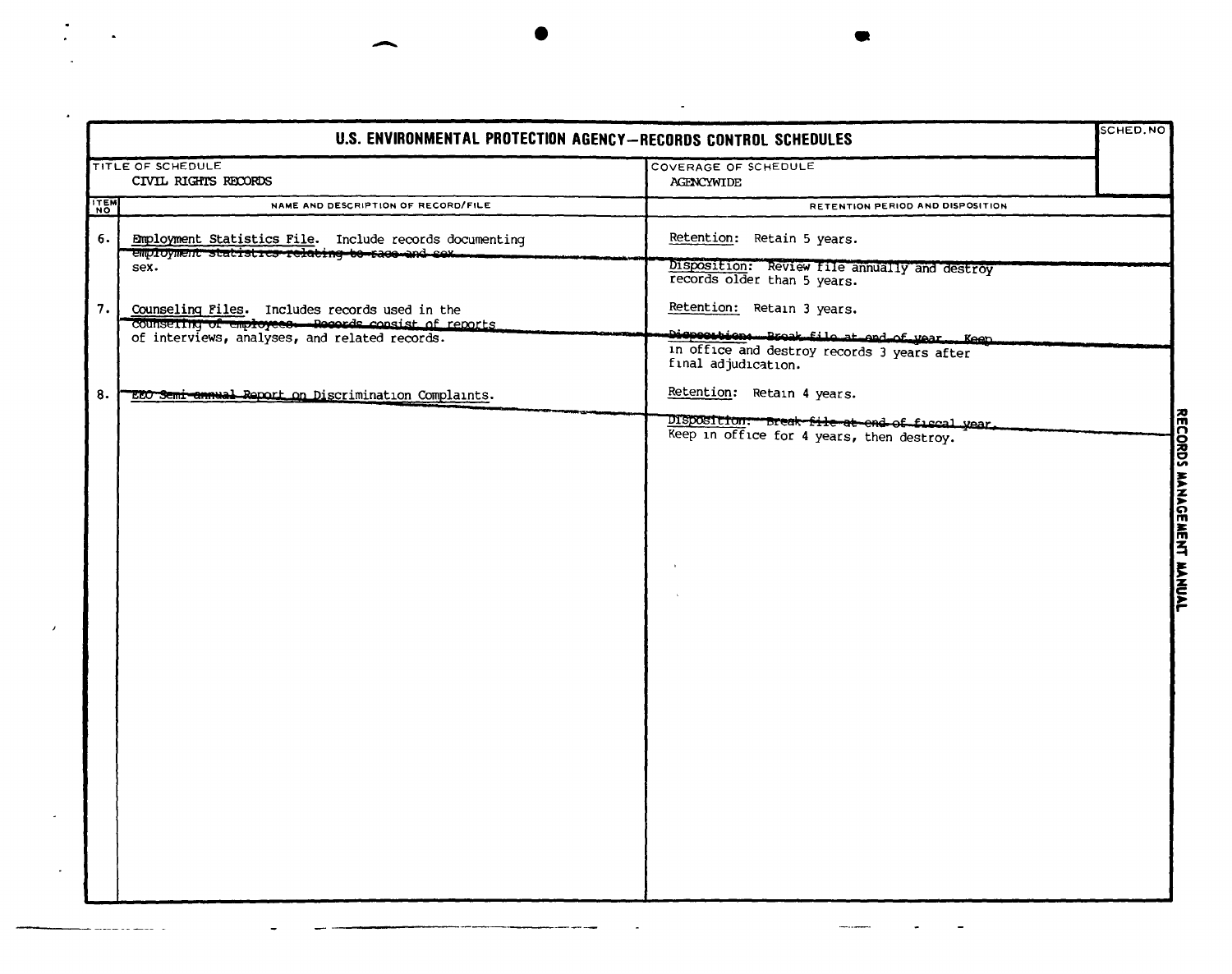# U.S. ENVIRONMENTAL PROTECTION AGENCY—RECORDS CONTROL SCHEDULES

| TITLE OF SCHEDULE | COVERAGE OF SCHEDULE | SCHED. NO |
| --- | --- | --- |
| CIVIL RIGHTS RECORDS | AGENCYWIDE | |

| ITEM NO | NAME AND DESCRIPTION OF RECORD/FILE | RETENTION PERIOD AND DISPOSITION |
| --- | --- | --- |
| 6. | Employment Statistics File. Include records documenting employment statistics relating to race and sex. | Retention: Retain 5 years.<br><br>Disposition: Review file annually and destroy records older than 5 years. |
| 7. | Counseling Files. Includes records used in the counseling of employees. Records consist of reports of interviews, analyses, and related records. | Retention: Retain 3 years.<br><br>Disposition: Break file at end of year. Keep in office and destroy records 3 years after final adjudication. |
| 8. | EEO Semi-annual Report on Discrimination Complaints. | Retention: Retain 4 years.<br><br>Disposition: Break file at end of fiscal year. Keep in office for 4 years, then destroy. |

RECORDS MANAGEMENT MANUAL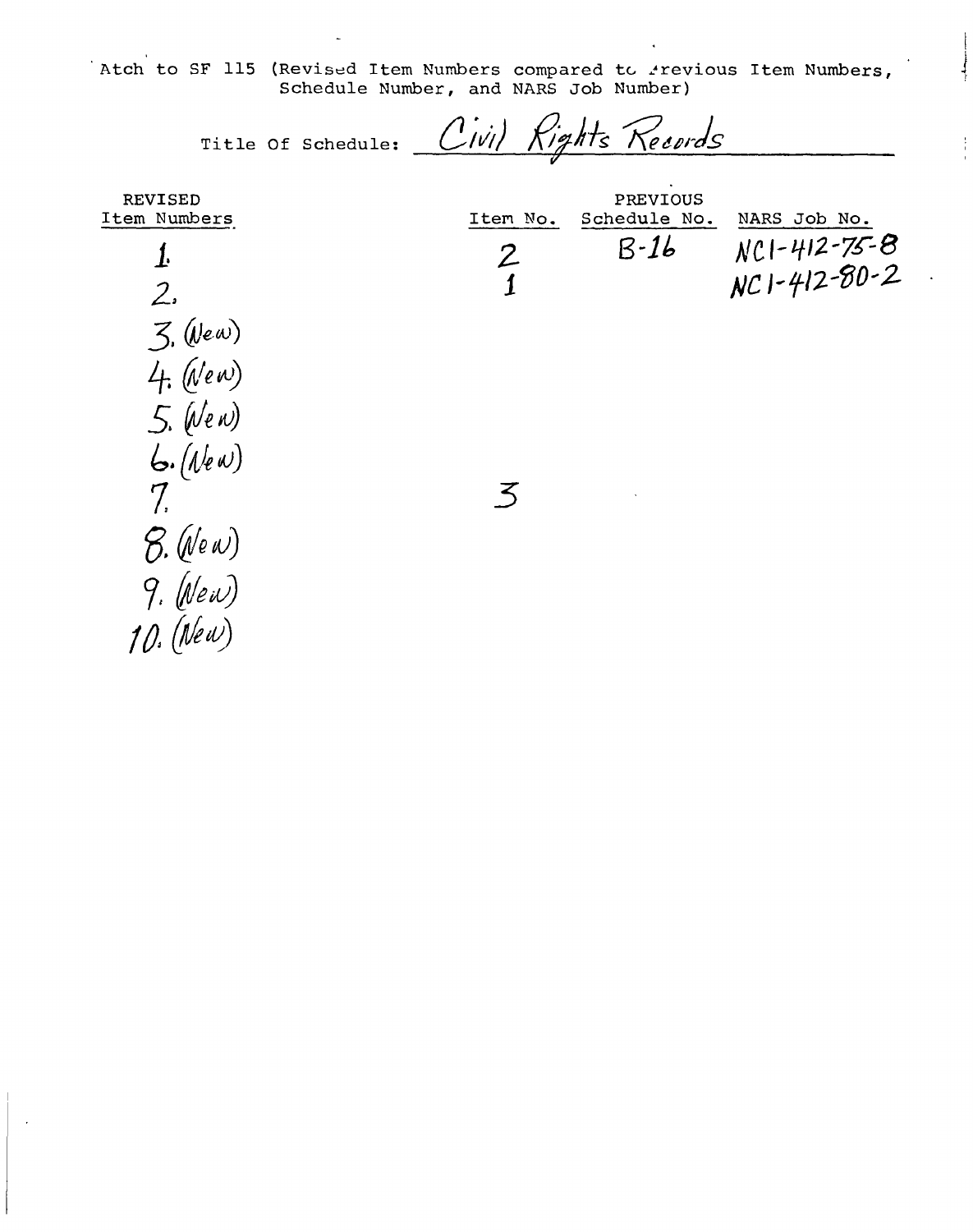Atch to SF 115 (Revised Item Numbers compared to Previous Item Numbers, Schedule Number, and NARS Job Number)

Title Of Schedule: Civil Rights Records

| REVISED Item Numbers | PREVIOUS Item No. | PREVIOUS Schedule No. | PREVIOUS NARS Job No. |
|---|---|---|---|
| 1. | 2 | B-16 | NC1-412-75-8 |
| 2. | 1 | | NC1-412-80-2 |
| 3. (New) | | | |
| 4. (New) | | | |
| 5. (New) | | | |
| 6. (New) | | | |
| 7. | 3 | | |
| 8. (New) | | | |
| 9. (New) | | | |
| 10. (New) | | | |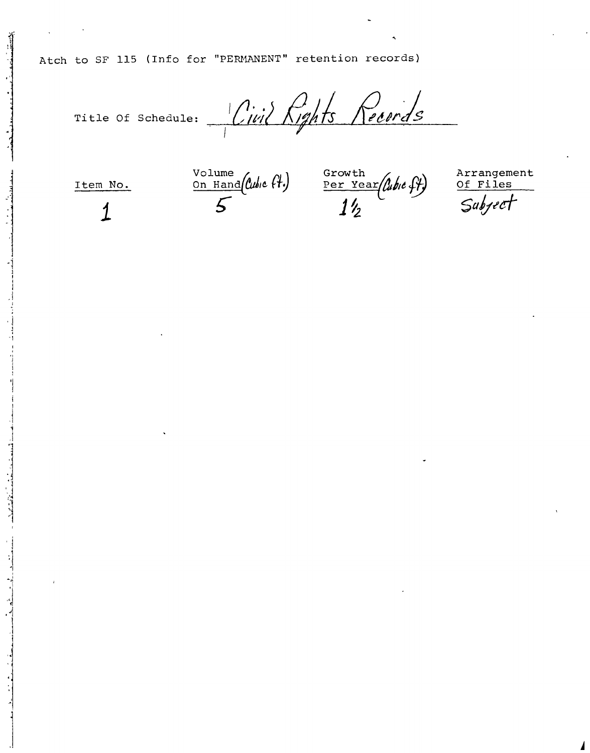Atch to SF 115 (Info for "PERMANENT" retention records)

Title Of Schedule: Civil Rights Records

| Item No. | Volume On Hand (Cubic ft.) | Growth Per Year (Cubic ft) | Arrangement Of Files |
|---|---|---|---|
| 1 | 5 | 1½ | Subject |